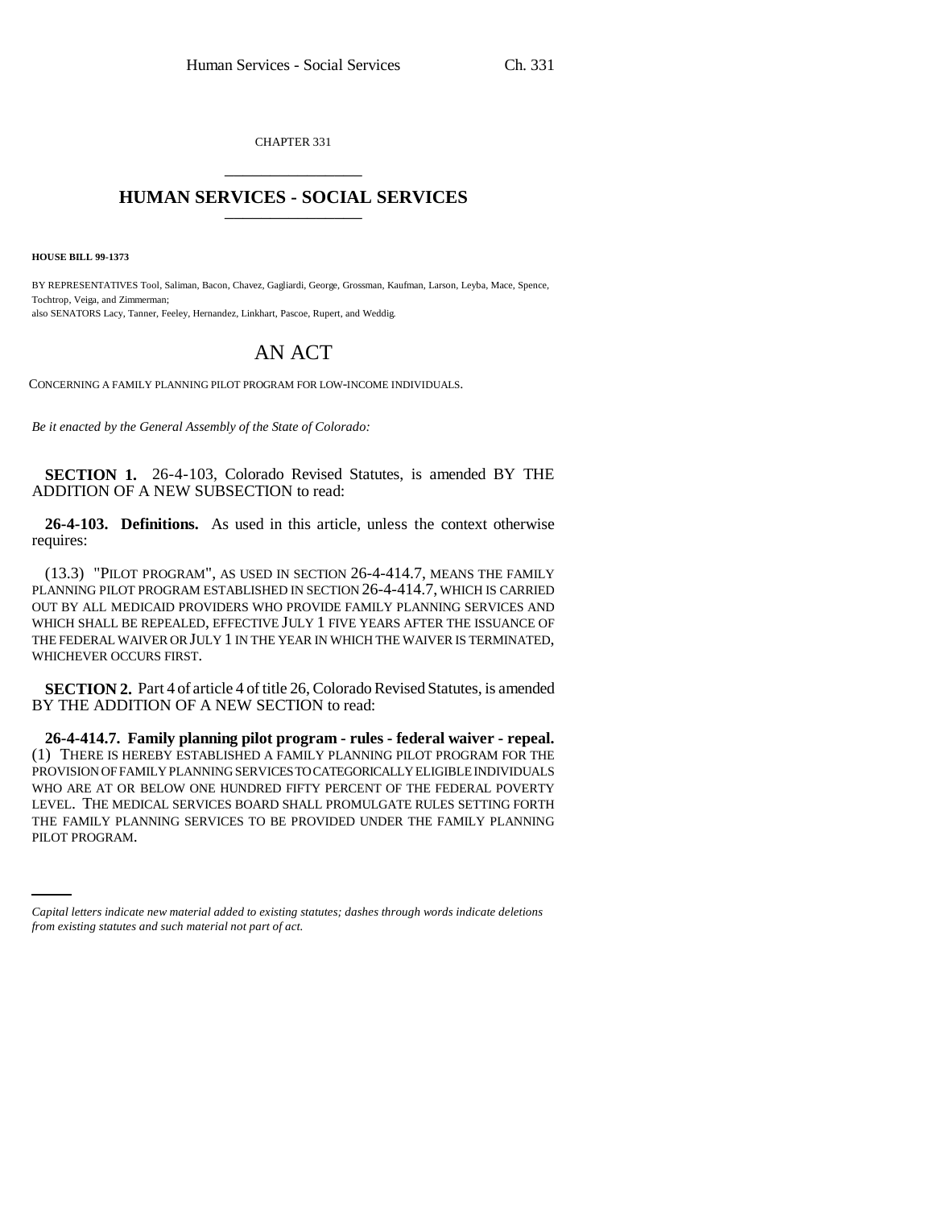CHAPTER 331

# HUMAN SERVICES - SOCIAL SERVICES

**HOUSE BILL 99-1373**

BY REPRESENTATIVES Tool, Saliman, Bacon, Chavez, Gagliardi, George, Grossman, Kaufman, Larson, Leyba, Mace, Spence, Tochtrop, Veiga, and Zimmerman;
also SENATORS Lacy, Tanner, Feeley, Hernandez, Linkhart, Pascoe, Rupert, and Weddig.

## AN ACT

CONCERNING A FAMILY PLANNING PILOT PROGRAM FOR LOW-INCOME INDIVIDUALS.

*Be it enacted by the General Assembly of the State of Colorado:*

**SECTION 1.** 26-4-103, Colorado Revised Statutes, is amended BY THE ADDITION OF A NEW SUBSECTION to read:

**26-4-103. Definitions.** As used in this article, unless the context otherwise requires:

(13.3) "PILOT PROGRAM", AS USED IN SECTION 26-4-414.7, MEANS THE FAMILY PLANNING PILOT PROGRAM ESTABLISHED IN SECTION 26-4-414.7, WHICH IS CARRIED OUT BY ALL MEDICAID PROVIDERS WHO PROVIDE FAMILY PLANNING SERVICES AND WHICH SHALL BE REPEALED, EFFECTIVE JULY 1 FIVE YEARS AFTER THE ISSUANCE OF THE FEDERAL WAIVER OR JULY 1 IN THE YEAR IN WHICH THE WAIVER IS TERMINATED, WHICHEVER OCCURS FIRST.

**SECTION 2.** Part 4 of article 4 of title 26, Colorado Revised Statutes, is amended BY THE ADDITION OF A NEW SECTION to read:

**26-4-414.7. Family planning pilot program - rules - federal waiver - repeal.** (1) THERE IS HEREBY ESTABLISHED A FAMILY PLANNING PILOT PROGRAM FOR THE PROVISION OF FAMILY PLANNING SERVICES TO CATEGORICALLY ELIGIBLE INDIVIDUALS WHO ARE AT OR BELOW ONE HUNDRED FIFTY PERCENT OF THE FEDERAL POVERTY LEVEL. THE MEDICAL SERVICES BOARD SHALL PROMULGATE RULES SETTING FORTH THE FAMILY PLANNING SERVICES TO BE PROVIDED UNDER THE FAMILY PLANNING PILOT PROGRAM.

*Capital letters indicate new material added to existing statutes; dashes through words indicate deletions from existing statutes and such material not part of act.*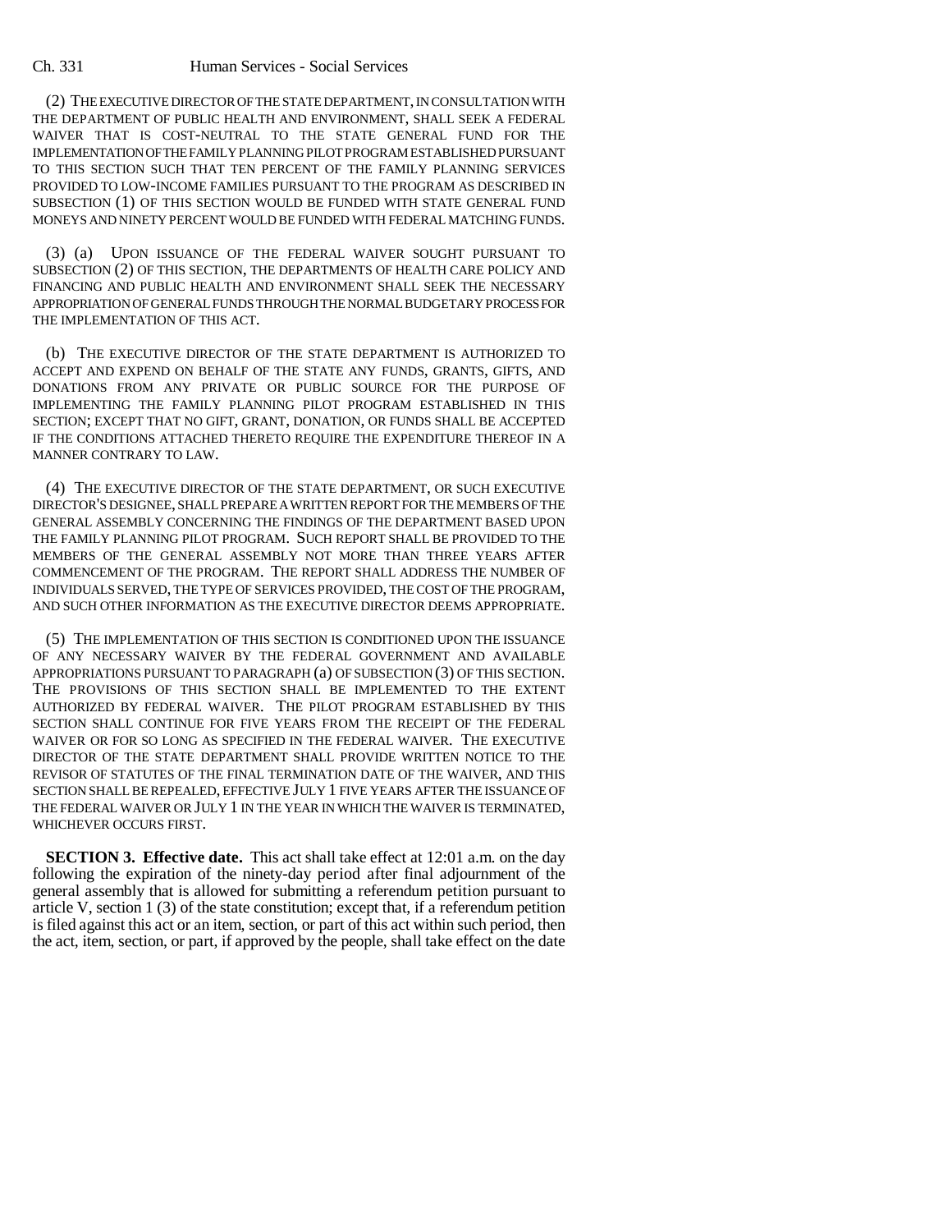(2) THE EXECUTIVE DIRECTOR OF THE STATE DEPARTMENT, IN CONSULTATION WITH THE DEPARTMENT OF PUBLIC HEALTH AND ENVIRONMENT, SHALL SEEK A FEDERAL WAIVER THAT IS COST-NEUTRAL TO THE STATE GENERAL FUND FOR THE IMPLEMENTATION OF THE FAMILY PLANNING PILOT PROGRAM ESTABLISHED PURSUANT TO THIS SECTION SUCH THAT TEN PERCENT OF THE FAMILY PLANNING SERVICES PROVIDED TO LOW-INCOME FAMILIES PURSUANT TO THE PROGRAM AS DESCRIBED IN SUBSECTION (1) OF THIS SECTION WOULD BE FUNDED WITH STATE GENERAL FUND MONEYS AND NINETY PERCENT WOULD BE FUNDED WITH FEDERAL MATCHING FUNDS.

(3) (a) UPON ISSUANCE OF THE FEDERAL WAIVER SOUGHT PURSUANT TO SUBSECTION (2) OF THIS SECTION, THE DEPARTMENTS OF HEALTH CARE POLICY AND FINANCING AND PUBLIC HEALTH AND ENVIRONMENT SHALL SEEK THE NECESSARY APPROPRIATION OF GENERAL FUNDS THROUGH THE NORMAL BUDGETARY PROCESS FOR THE IMPLEMENTATION OF THIS ACT.

(b) THE EXECUTIVE DIRECTOR OF THE STATE DEPARTMENT IS AUTHORIZED TO ACCEPT AND EXPEND ON BEHALF OF THE STATE ANY FUNDS, GRANTS, GIFTS, AND DONATIONS FROM ANY PRIVATE OR PUBLIC SOURCE FOR THE PURPOSE OF IMPLEMENTING THE FAMILY PLANNING PILOT PROGRAM ESTABLISHED IN THIS SECTION; EXCEPT THAT NO GIFT, GRANT, DONATION, OR FUNDS SHALL BE ACCEPTED IF THE CONDITIONS ATTACHED THERETO REQUIRE THE EXPENDITURE THEREOF IN A MANNER CONTRARY TO LAW.

(4) THE EXECUTIVE DIRECTOR OF THE STATE DEPARTMENT, OR SUCH EXECUTIVE DIRECTOR'S DESIGNEE, SHALL PREPARE A WRITTEN REPORT FOR THE MEMBERS OF THE GENERAL ASSEMBLY CONCERNING THE FINDINGS OF THE DEPARTMENT BASED UPON THE FAMILY PLANNING PILOT PROGRAM. SUCH REPORT SHALL BE PROVIDED TO THE MEMBERS OF THE GENERAL ASSEMBLY NOT MORE THAN THREE YEARS AFTER COMMENCEMENT OF THE PROGRAM. THE REPORT SHALL ADDRESS THE NUMBER OF INDIVIDUALS SERVED, THE TYPE OF SERVICES PROVIDED, THE COST OF THE PROGRAM, AND SUCH OTHER INFORMATION AS THE EXECUTIVE DIRECTOR DEEMS APPROPRIATE.

(5) THE IMPLEMENTATION OF THIS SECTION IS CONDITIONED UPON THE ISSUANCE OF ANY NECESSARY WAIVER BY THE FEDERAL GOVERNMENT AND AVAILABLE APPROPRIATIONS PURSUANT TO PARAGRAPH (a) OF SUBSECTION (3) OF THIS SECTION. THE PROVISIONS OF THIS SECTION SHALL BE IMPLEMENTED TO THE EXTENT AUTHORIZED BY FEDERAL WAIVER. THE PILOT PROGRAM ESTABLISHED BY THIS SECTION SHALL CONTINUE FOR FIVE YEARS FROM THE RECEIPT OF THE FEDERAL WAIVER OR FOR SO LONG AS SPECIFIED IN THE FEDERAL WAIVER. THE EXECUTIVE DIRECTOR OF THE STATE DEPARTMENT SHALL PROVIDE WRITTEN NOTICE TO THE REVISOR OF STATUTES OF THE FINAL TERMINATION DATE OF THE WAIVER, AND THIS SECTION SHALL BE REPEALED, EFFECTIVE JULY 1 FIVE YEARS AFTER THE ISSUANCE OF THE FEDERAL WAIVER OR JULY 1 IN THE YEAR IN WHICH THE WAIVER IS TERMINATED, WHICHEVER OCCURS FIRST.

**SECTION 3. Effective date.** This act shall take effect at 12:01 a.m. on the day following the expiration of the ninety-day period after final adjournment of the general assembly that is allowed for submitting a referendum petition pursuant to article V, section 1 (3) of the state constitution; except that, if a referendum petition is filed against this act or an item, section, or part of this act within such period, then the act, item, section, or part, if approved by the people, shall take effect on the date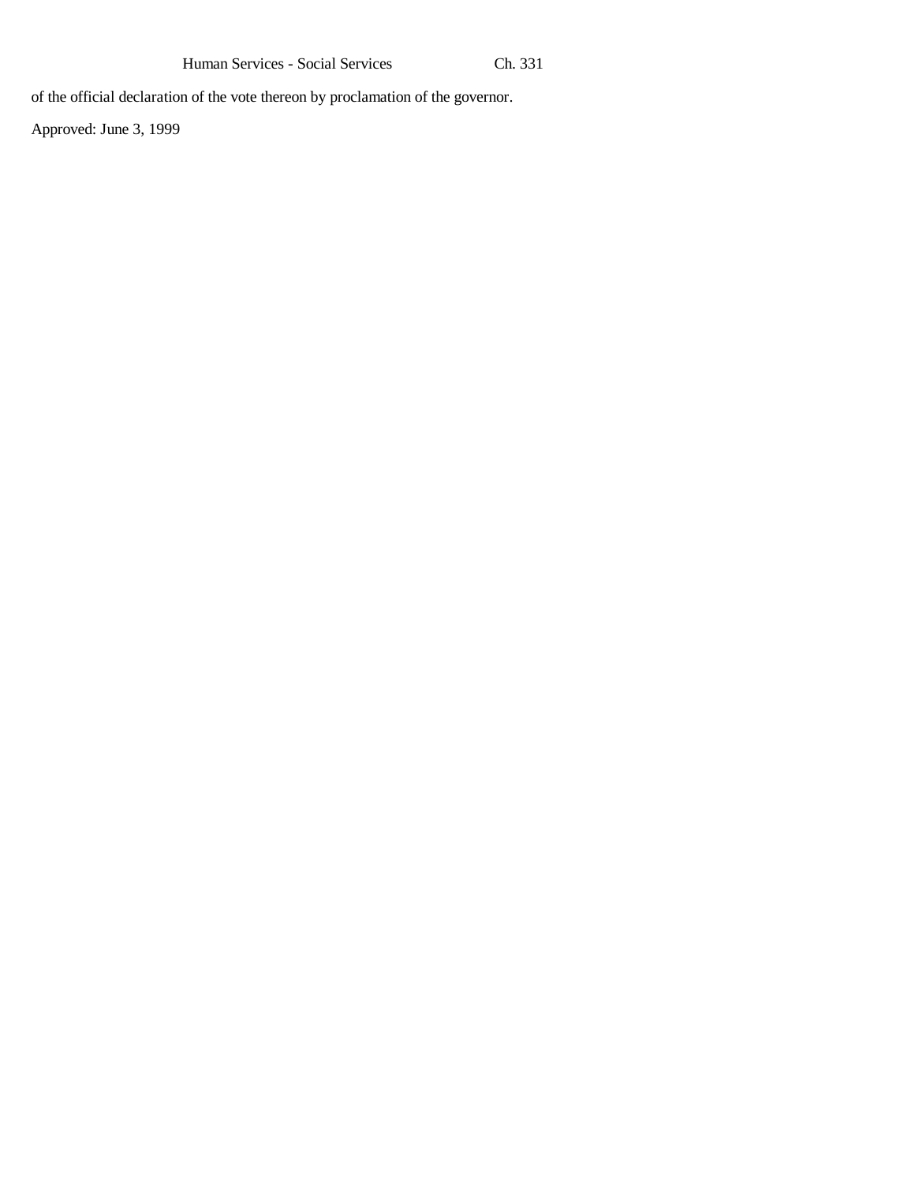of the official declaration of the vote thereon by proclamation of the governor.

Approved: June 3, 1999